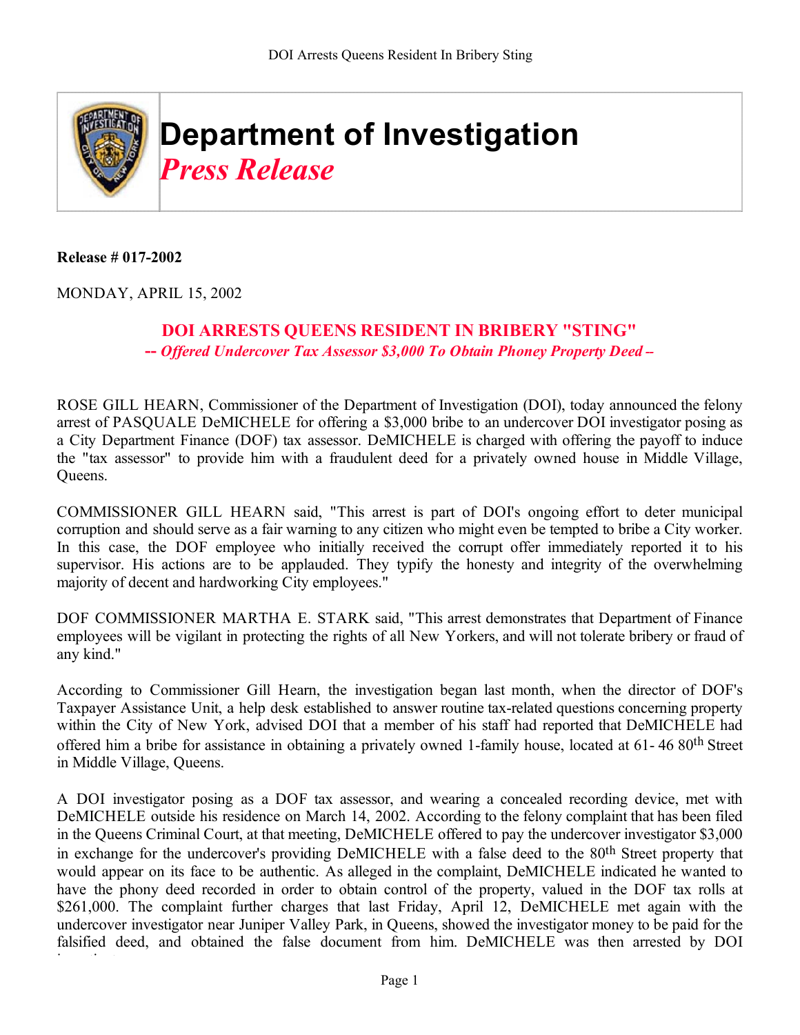# Department of Investigation

## *Press Release*

**Release # 017-2002**

MONDAY, APRIL 15, 2002

## DOI ARRESTS QUEENS RESIDENT IN BRIBERY "STING"

### *-- Offered Undercover Tax Assessor $3,000 To Obtain Phoney Property Deed –*

ROSE GILL HEARN, Commissioner of the Department of Investigation (DOI), today announced the felony arrest of PASQUALE DeMICHELE for offering a $3,000 bribe to an undercover DOI investigator posing as a City Department Finance (DOF) tax assessor. DeMICHELE is charged with offering the payoff to induce the "tax assessor" to provide him with a fraudulent deed for a privately owned house in Middle Village, Queens.

COMMISSIONER GILL HEARN said, "This arrest is part of DOI's ongoing effort to deter municipal corruption and should serve as a fair warning to any citizen who might even be tempted to bribe a City worker. In this case, the DOF employee who initially received the corrupt offer immediately reported it to his supervisor. His actions are to be applauded. They typify the honesty and integrity of the overwhelming majority of decent and hardworking City employees."

DOF COMMISSIONER MARTHA E. STARK said, "This arrest demonstrates that Department of Finance employees will be vigilant in protecting the rights of all New Yorkers, and will not tolerate bribery or fraud of any kind."

According to Commissioner Gill Hearn, the investigation began last month, when the director of DOF's Taxpayer Assistance Unit, a help desk established to answer routine tax-related questions concerning property within the City of New York, advised DOI that a member of his staff had reported that DeMICHELE had offered him a bribe for assistance in obtaining a privately owned 1-family house, located at 61- 46 80th Street in Middle Village, Queens.

A DOI investigator posing as a DOF tax assessor, and wearing a concealed recording device, met with DeMICHELE outside his residence on March 14, 2002. According to the felony complaint that has been filed in the Queens Criminal Court, at that meeting, DeMICHELE offered to pay the undercover investigator $3,000 in exchange for the undercover's providing DeMICHELE with a false deed to the 80th Street property that would appear on its face to be authentic. As alleged in the complaint, DeMICHELE indicated he wanted to have the phony deed recorded in order to obtain control of the property, valued in the DOF tax rolls at $261,000. The complaint further charges that last Friday, April 12, DeMICHELE met again with the undercover investigator near Juniper Valley Park, in Queens, showed the investigator money to be paid for the falsified deed, and obtained the false document from him. DeMICHELE was then arrested by DOI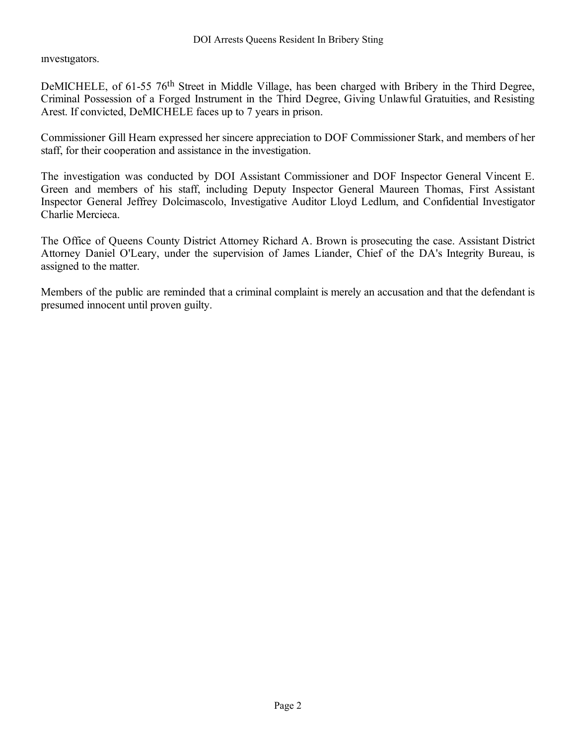investigators.

DeMICHELE, of 61-55 76th Street in Middle Village, has been charged with Bribery in the Third Degree, Criminal Possession of a Forged Instrument in the Third Degree, Giving Unlawful Gratuities, and Resisting Arest. If convicted, DeMICHELE faces up to 7 years in prison.

Commissioner Gill Hearn expressed her sincere appreciation to DOF Commissioner Stark, and members of her staff, for their cooperation and assistance in the investigation.

The investigation was conducted by DOI Assistant Commissioner and DOF Inspector General Vincent E. Green and members of his staff, including Deputy Inspector General Maureen Thomas, First Assistant Inspector General Jeffrey Dolcimascolo, Investigative Auditor Lloyd Ledlum, and Confidential Investigator Charlie Mercieca.

The Office of Queens County District Attorney Richard A. Brown is prosecuting the case. Assistant District Attorney Daniel O'Leary, under the supervision of James Liander, Chief of the DA's Integrity Bureau, is assigned to the matter.

Members of the public are reminded that a criminal complaint is merely an accusation and that the defendant is presumed innocent until proven guilty.